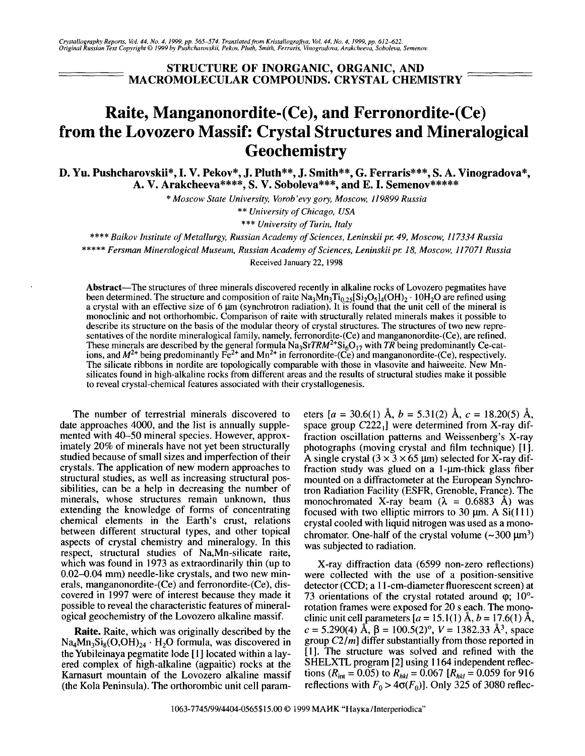STRUCTURE OF INORGANIC, ORGANIC, AND MACROMOLECULAR COMPOUNDS. CRYSTAL CHEMISTRY

# Raite, Manganonordite-(Ce), and Ferronordite-(Ce) from the Lovozero Massif: Crystal Structures and Mineralogical Geochemistry

**D. Yu. Puschcharovskii\*, I. V. Pekov\*, J. Pluth\*\*, J. Smith\*\*, G. Ferraris\*\*\*, S. A. Vinogradova\*, A. V. Arakcheeva\*\*\*\*, S. V. Soboleva\*\*\*, and E. I. Semenov\*\*\*\*\***

*\* Moscow State University, Vorob'evy gory, Moscow, 119899 Russia*

*\*\* University of Chicago, USA*

*\*\*\* University of Turin, Italy*

*\*\*\*\* Baikov Institute of Metallurgy, Russian Academy of Sciences, Leninskii pr. 49, Moscow, 117334 Russia*

*\*\*\*\*\* Fersman Mineralogical Museum, Russian Academy of Sciences, Leninskii pr. 18, Moscow, 117071 Russia*

Received January 22, 1998

**Abstract**—The structures of three minerals discovered recently in alkaline rocks of Lovozero pegmatites have been determined. The structure and composition of raite $Na_3Mn_3Ti_{0.25}[Si_2O_5]_4(OH)_2 \cdot 10H_2O$ are refined using a crystal with an effective size of 6 μm (synchrotron radiation). It is found that the unit cell of the mineral is monoclinic and not orthorhombic. Comparison of raite with structurally related minerals makes it possible to describe its structure on the basis of the modular theory of crystal structures. The structures of two new representatives of the nordite mineralogical family, namely, ferronordite-(Ce) and manganonordite-(Ce), are refined. These minerals are described by the general formula $Na_3SrTRM^{2+}Si_6O_{17}$ with *TR* being predominantly Ce-cations, and $M^{2+}$ being predominantly $Fe^{2+}$ and $Mn^{2+}$ in ferronordite-(Ce) and manganonordite-(Ce), respectively. The silicate ribbons in nordite are topologically comparable with those in vlasovite and haiweeite. New Mn-silicates found in high-alkaline rocks from different areas and the results of structural studies make it possible to reveal crystal-chemical features associated with their crystallogenesis.

The number of terrestrial minerals discovered to date approaches 4000, and the list is annually supplemented with 40–50 mineral species. However, approximately 20% of minerals have not yet been structurally studied because of small sizes and imperfection of their crystals. The application of new modern approaches to structural studies, as well as increasing structural possibilities, can be a help in decreasing the number of minerals, whose structures remain unknown, thus extending the knowledge of forms of concentrating chemical elements in the Earth's crust, relations between different structural types, and other topical aspects of crystal chemistry and mineralogy. In this respect, structural studies of Na,Mn-silicate raite, which was found in 1973 as extraordinarily thin (up to 0.02–0.04 mm) needle-like crystals, and two new minerals, manganonordite-(Ce) and ferronordite-(Ce), discovered in 1997 were of interest because they made it possible to reveal the characteristic features of mineralogical geochemistry of the Lovozero alkaline massif.

**Raite.** Raite, which was originally described by the $Na_4Mn_3Si_8(O,OH)_{24} \cdot H_2O$ formula, was discovered in the Yubileinaya pegmatite lode [1] located within a layered complex of high-alkaline (agpaitic) rocks at the Karnasurt mountain of the Lovozero alkaline massif (the Kola Peninsula). The orthorombic unit cell parameters [$a$ = 30.6(1) Å, $b$ = 5.31(2) Å, $c$ = 18.20(5) Å, space group $C222_1$] were determined from X-ray diffraction oscillation patterns and Weissenberg's X-ray photographs (moving crystal and film technique) [1]. A single crystal (3 × 3 × 65 μm) selected for X-ray diffraction study was glued on a 1-μm-thick glass fiber mounted on a diffractometer at the European Synchrotron Radiation Facility (ESFR, Grenoble, France). The monochromated X-ray beam (λ = 0.6883 Å) was focused with two elliptic mirrors to 30 μm. A Si(111) crystal cooled with liquid nitrogen was used as a monochromator. One-half of the crystal volume (~300 $\mu m^3$) was subjected to radiation.

X-ray diffraction data (6599 non-zero reflections) were collected with the use of a position-sensitive detector (CCD; a 11-cm-diameter fluorescent screen) at 73 orientations of the crystal rotated around φ; 10°-rotation frames were exposed for 20 s each. The monoclinic unit cell parameters [$a$ = 15.1(1) Å, $b$ = 17.6(1) Å, $c$ = 5.290(4) Å, β = 100.5(2)°, $V$ = 1382.33 $Å^3$, space group $C2/m$] differ substantially from those reported in [1]. The structure was solved and refined with the SHELXTL program [2] using 1164 independent reflections ($R_{int}$ = 0.05) to $R_{hkl}$ = 0.067 [$R_{hkl}$ = 0.059 for 916 reflections with $F_0 > 4\sigma(F_0)$]. Only 325 of 3080 reflec-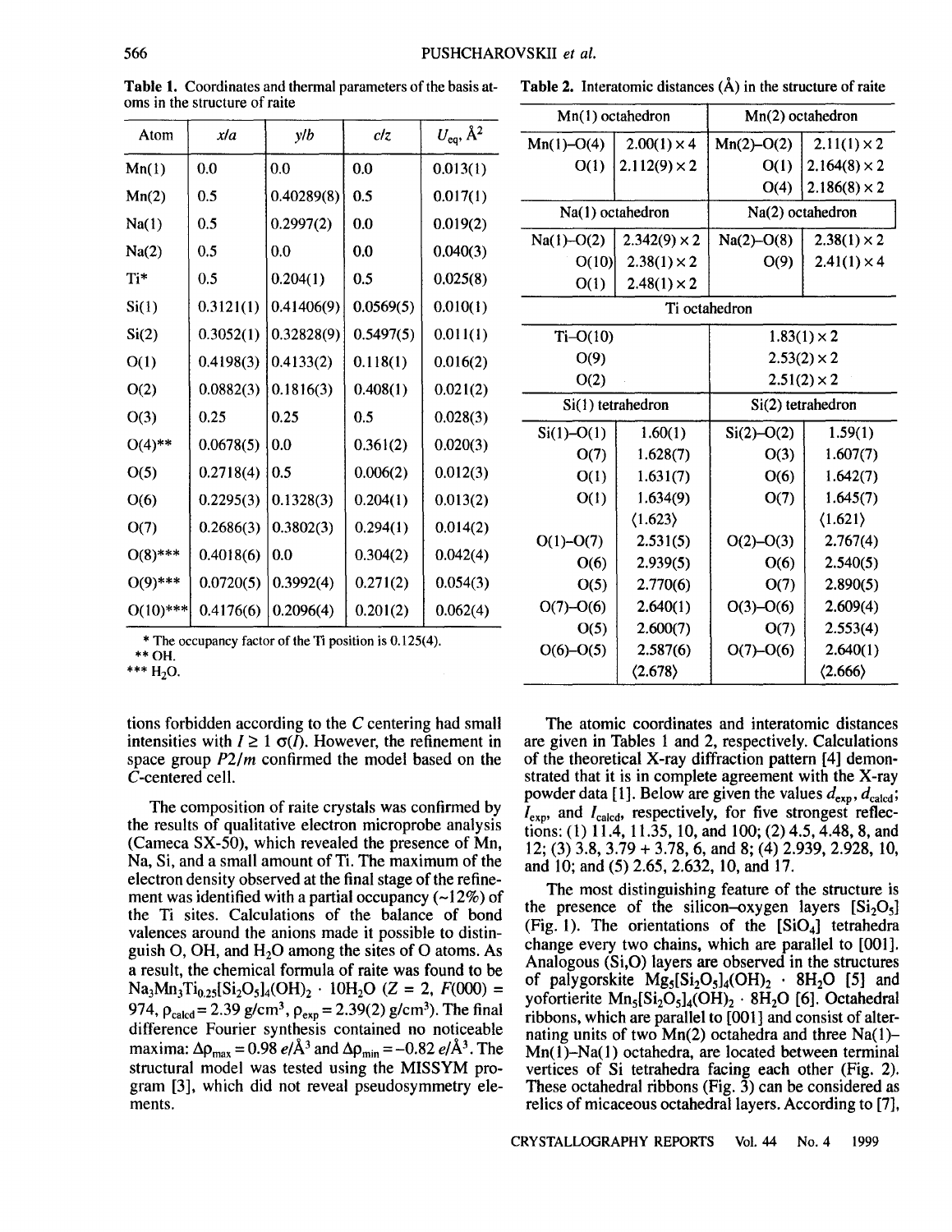**Table 1.** Coordinates and thermal parameters of the basis atoms in the structure of raite

| Atom | $x/a$ | $y/b$ | $c/z$ | $U_{eq}$, Å$^2$ |
|---|---|---|---|---|
| Mn(1) | 0.0 | 0.0 | 0.0 | 0.013(1) |
| Mn(2) | 0.5 | 0.40289(8) | 0.5 | 0.017(1) |
| Na(1) | 0.5 | 0.2997(2) | 0.0 | 0.019(2) |
| Na(2) | 0.5 | 0.0 | 0.0 | 0.040(3) |
| Ti* | 0.5 | 0.204(1) | 0.5 | 0.025(8) |
| Si(1) | 0.3121(1) | 0.41406(9) | 0.0569(5) | 0.010(1) |
| Si(2) | 0.3052(1) | 0.32828(9) | 0.5497(5) | 0.011(1) |
| O(1) | 0.4198(3) | 0.4133(2) | 0.118(1) | 0.016(2) |
| O(2) | 0.0882(3) | 0.1816(3) | 0.408(1) | 0.021(2) |
| O(3) | 0.25 | 0.25 | 0.5 | 0.028(3) |
| O(4)** | 0.0678(5) | 0.0 | 0.361(2) | 0.020(3) |
| O(5) | 0.2718(4) | 0.5 | 0.006(2) | 0.012(3) |
| O(6) | 0.2295(3) | 0.1328(3) | 0.204(1) | 0.013(2) |
| O(7) | 0.2686(3) | 0.3802(3) | 0.294(1) | 0.014(2) |
| O(8)*** | 0.4018(6) | 0.0 | 0.304(2) | 0.042(4) |
| O(9)*** | 0.0720(5) | 0.3992(4) | 0.271(2) | 0.054(3) |
| O(10)*** | 0.4176(6) | 0.2096(4) | 0.201(2) | 0.062(4) |

\* The occupancy factor of the Ti position is 0.125(4).
\*\* OH.
\*\*\* $H_2O$.

**Table 2.** Interatomic distances (Å) in the structure of raite

| Mn(1) octahedron | | Mn(2) octahedron | |
|---|---|---|---|
| Mn(1)–O(4) | 2.00(1) × 4 | Mn(2)–O(2) | 2.11(1) × 2 |
| O(1) | 2.112(9) × 2 | O(1) | 2.164(8) × 2 |
| | | O(4) | 2.186(8) × 2 |
| **Na(1) octahedron** | | **Na(2) octahedron** | |
| Na(1)–O(2) | 2.342(9) × 2 | Na(2)–O(8) | 2.38(1) × 2 |
| O(10) | 2.38(1) × 2 | O(9) | 2.41(1) × 4 |
| O(1) | 2.48(1) × 2 | | |
| **Ti octahedron** | | | |
| Ti–O(10) | | 1.83(1) × 2 | |
| O(9) | | 2.53(2) × 2 | |
| O(2) | | 2.51(2) × 2 | |
| **Si(1) tetrahedron** | | **Si(2) tetrahedron** | |
| Si(1)–O(1) | 1.60(1) | Si(2)–O(2) | 1.59(1) |
| O(7) | 1.628(7) | O(3) | 1.607(7) |
| O(1) | 1.631(7) | O(6) | 1.642(7) |
| O(1) | 1.634(9) | O(7) | 1.645(7) |
| | ⟨1.623⟩ | | ⟨1.621⟩ |
| O(1)–O(7) | 2.531(5) | O(2)–O(3) | 2.767(4) |
| O(6) | 2.939(5) | O(6) | 2.540(5) |
| O(5) | 2.770(6) | O(7) | 2.890(5) |
| O(7)–O(6) | 2.640(1) | O(3)–O(6) | 2.609(4) |
| O(5) | 2.600(7) | O(7) | 2.553(4) |
| O(6)–O(5) | 2.587(6) | O(7)–O(6) | 2.640(1) |
| | ⟨2.678⟩ | | ⟨2.666⟩ |

tions forbidden according to the $C$ centering had small intensities with $I \geq 1\ \sigma(I)$. However, the refinement in space group $P2/m$ confirmed the model based on the $C$-centered cell.

The composition of raite crystals was confirmed by the results of qualitative electron microprobe analysis (Cameca SX-50), which revealed the presence of Mn, Na, Si, and a small amount of Ti. The maximum of the electron density observed at the final stage of the refinement was identified with a partial occupancy (~12%) of the Ti sites. Calculations of the balance of bond valences around the anions made it possible to distinguish O, OH, and $H_2O$ among the sites of O atoms. As a result, the chemical formula of raite was found to be $Na_3Mn_3Ti_{0.25}[Si_2O_5]_4(OH)_2 \cdot 10H_2O$ ($Z = 2$, $F(000) = 974$, $\rho_{calcd} = 2.39$ g/cm$^3$, $\rho_{exp} = 2.39(2)$ g/cm$^3$). The final difference Fourier synthesis contained no noticeable maxima: $\Delta\rho_{max} = 0.98\ e$/Å$^3$ and $\Delta\rho_{min} = -0.82\ e$/Å$^3$. The structural model was tested using the MISSYM program [3], which did not reveal pseudosymmetry elements.

The atomic coordinates and interatomic distances are given in Tables 1 and 2, respectively. Calculations of the theoretical X-ray diffraction pattern [4] demonstrated that it is in complete agreement with the X-ray powder data [1]. Below are given the values $d_{exp}$, $d_{calcd}$; $I_{exp}$, and $I_{calcd}$, respectively, for five strongest reflections: (1) 11.4, 11.35, 10, and 100; (2) 4.5, 4.48, 8, and 12; (3) 3.8, 3.79 + 3.78, 6, and 8; (4) 2.939, 2.928, 10, and 10; and (5) 2.65, 2.632, 10, and 17.

The most distinguishing feature of the structure is the presence of the silicon–oxygen layers $[Si_2O_5]$ (Fig. 1). The orientations of the $[SiO_4]$ tetrahedra change every two chains, which are parallel to [001]. Analogous (Si,O) layers are observed in the structures of palygorskite $Mg_5[Si_2O_5]_4(OH)_2 \cdot 8H_2O$ [5] and yofortierite $Mn_5[Si_2O_5]_4(OH)_2 \cdot 8H_2O$ [6]. Octahedral ribbons, which are parallel to [001] and consist of alternating units of two Mn(2) octahedra and three Na(1)–Mn(1)–Na(1) octahedra, are located between terminal vertices of Si tetrahedra facing each other (Fig. 2). These octahedral ribbons (Fig. 3) can be considered as relics of micaceous octahedral layers. According to [7],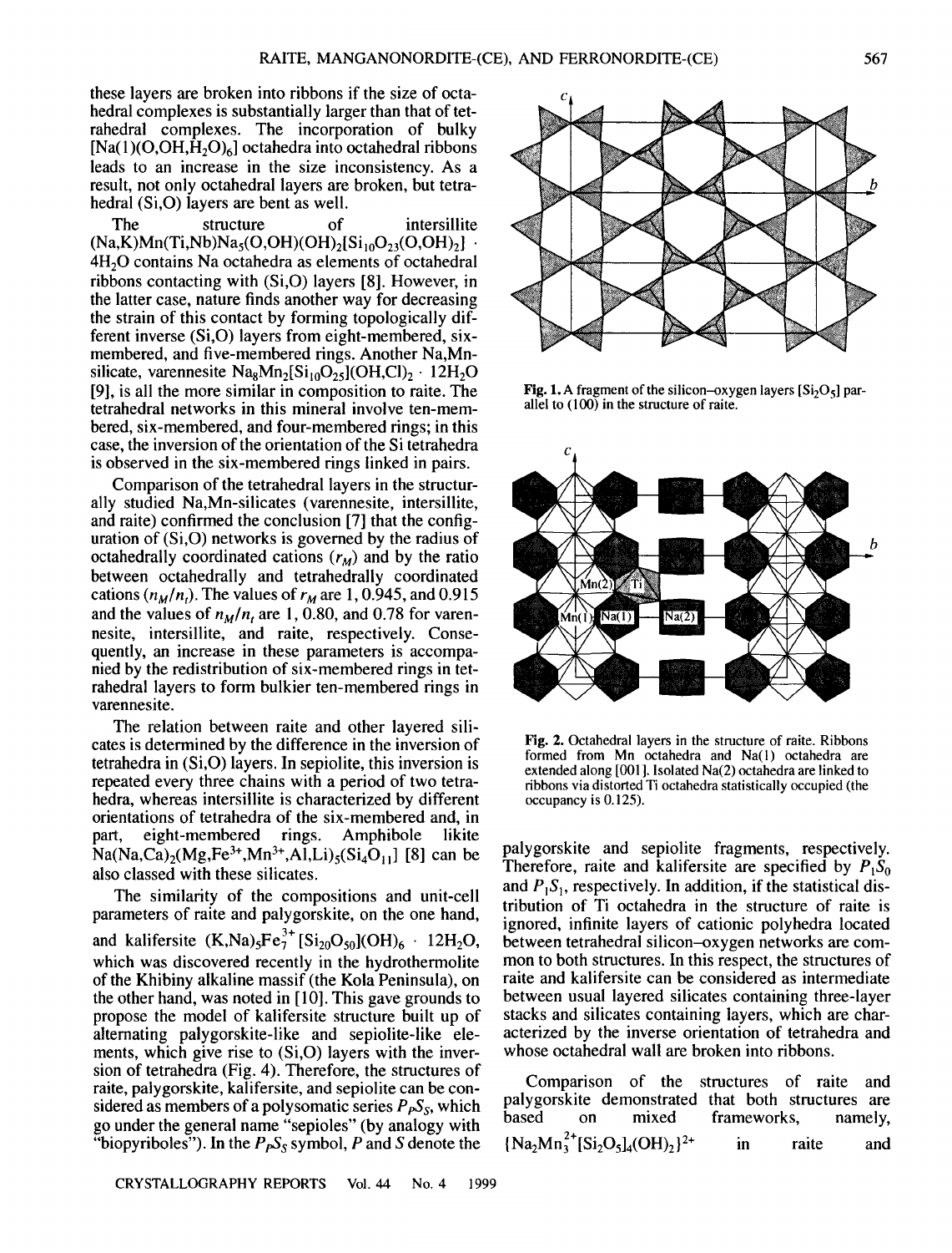these layers are broken into ribbons if the size of octahedral complexes is substantially larger than that of tetrahedral complexes. The incorporation of bulky $[Na(1)(O,OH,H_2O)_6]$ octahedra into octahedral ribbons leads to an increase in the size inconsistency. As a result, not only octahedral layers are broken, but tetrahedral (Si,O) layers are bent as well.

The structure of intersillite $(Na,K)Mn(Ti,Nb)Na_5(O,OH)(OH)_2[Si_{10}O_{23}(O,OH)_2] \cdot 4H_2O$ contains Na octahedra as elements of octahedral ribbons contacting with (Si,O) layers [8]. However, in the latter case, nature finds another way for decreasing the strain of this contact by forming topologically different inverse (Si,O) layers from eight-membered, six-membered, and five-membered rings. Another Na,Mn-silicate, varennesite $Na_8Mn_2[Si_{10}O_{25}](OH,Cl)_2 \cdot 12H_2O$ [9], is all the more similar in composition to raite. The tetrahedral networks in this mineral involve ten-membered, six-membered, and four-membered rings; in this case, the inversion of the orientation of the Si tetrahedra is observed in the six-membered rings linked in pairs.

Comparison of the tetrahedral layers in the structurally studied Na,Mn-silicates (varennesite, intersillite, and raite) confirmed the conclusion [7] that the configuration of (Si,O) networks is governed by the radius of octahedrally coordinated cations ($r_M$) and by the ratio between octahedrally and tetrahedrally coordinated cations ($n_M/n_t$). The values of $r_M$ are 1, 0.945, and 0.915 and the values of $n_M/n_t$ are 1, 0.80, and 0.78 for varennesite, intersillite, and raite, respectively. Consequently, an increase in these parameters is accompanied by the redistribution of six-membered rings in tetrahedral layers to form bulkier ten-membered rings in varennesite.

The relation between raite and other layered silicates is determined by the difference in the inversion of tetrahedra in (Si,O) layers. In sepiolite, this inversion is repeated every three chains with a period of two tetrahedra, whereas intersillite is characterized by different orientations of tetrahedra of the six-membered and, in part, eight-membered rings. Amphibole likite $Na(Na,Ca)_2(Mg,Fe^{3+},Mn^{3+},Al,Li)_5(Si_4O_{11})$ [8] can be also classed with these silicates.

The similarity of the compositions and unit-cell parameters of raite and palygorskite, on the one hand, and kalifersite $(K,Na)_5Fe_7^{3+}[Si_{20}O_{50}](OH)_6 \cdot 12H_2O$, which was discovered recently in the hydrothermolite of the Khibiny alkaline massif (the Kola Peninsula), on the other hand, was noted in [10]. This gave grounds to propose the model of kalifersite structure built up of alternating palygorskite-like and sepiolite-like elements, which give rise to (Si,O) layers with the inversion of tetrahedra (Fig. 4). Therefore, the structures of raite, palygorskite, kalifersite, and sepiolite can be considered as members of a polysomatic series $P_PS_S$, which go under the general name "sepioles" (by analogy with "biopyriboles"). In the $P_PS_S$ symbol, $P$ and $S$ denote the palygorskite and sepiolite fragments, respectively. Therefore, raite and kalifersite are specified by $P_1S_0$ and $P_1S_1$, respectively. In addition, if the statistical distribution of Ti octahedra in the structure of raite is ignored, infinite layers of cationic polyhedra located between tetrahedral silicon–oxygen networks are common to both structures. In this respect, the structures of raite and kalifersite can be considered as intermediate between usual layered silicates containing three-layer stacks and silicates containing layers, which are characterized by the inverse orientation of tetrahedra and whose octahedral wall are broken into ribbons.

**Fig. 1.** A fragment of the silicon–oxygen layers $[Si_2O_5]$ parallel to (100) in the structure of raite.

**Fig. 2.** Octahedral layers in the structure of raite. Ribbons formed from Mn octahedra and Na(1) octahedra are extended along [001]. Isolated Na(2) octahedra are linked to ribbons via distorted Ti octahedra statistically occupied (the occupancy is 0.125).

Comparison of the structures of raite and palygorskite demonstrated that both structures are based on mixed frameworks, namely, $\{Na_2Mn_3^{2+}[Si_2O_5]_4(OH)_2\}^{2+}$ in raite and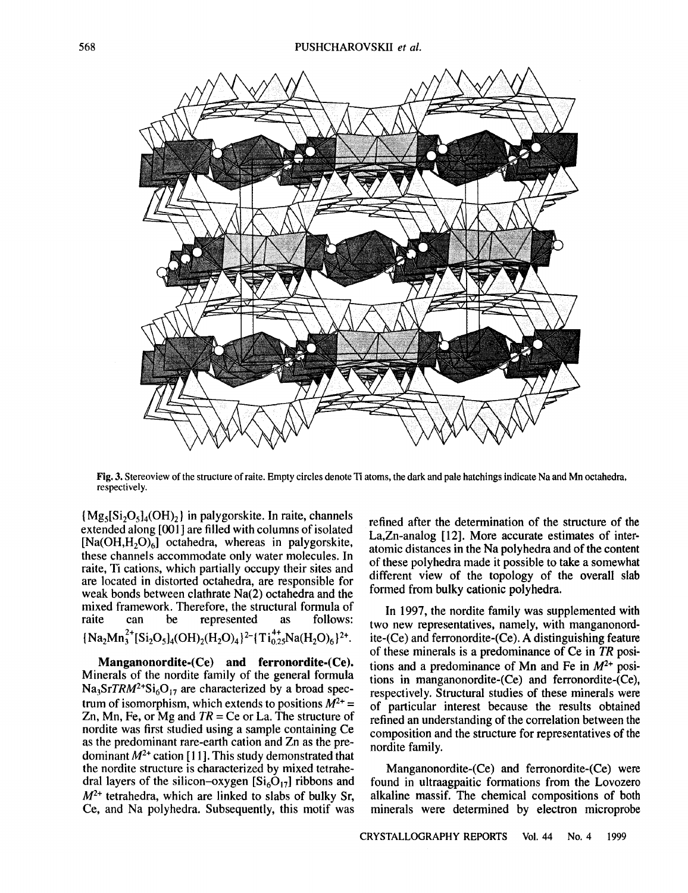Fig. 3. Stereoview of the structure of raite. Empty circles denote Ti atoms, the dark and pale hatchings indicate Na and Mn octahedra, respectively.

$\{Mg_5[Si_2O_5]_4(OH)_2\}$ in palygorskite. In raite, channels extended along [001] are filled with columns of isolated $[Na(OH,H_2O)_6]$ octahedra, whereas in palygorskite, these channels accommodate only water molecules. In raite, Ti cations, which partially occupy their sites and are located in distorted octahedra, are responsible for weak bonds between clathrate Na(2) octahedra and the mixed framework. Therefore, the structural formula of raite can be represented as follows: $\{Na_2Mn_3^{2+}[Si_2O_5]_4(OH)_2(H_2O)_4\}^{2-}\{Ti_{0.25}^{4+}Na(H_2O)_6\}^{2+}$.

**Manganonordite-(Ce) and ferronordite-(Ce).** Minerals of the nordite family of the general formula $Na_3SrTRM^{2+}Si_6O_{17}$ are characterized by a broad spectrum of isomorphism, which extends to positions $M^{2+}$ = Zn, Mn, Fe, or Mg and *TR* = Ce or La. The structure of nordite was first studied using a sample containing Ce as the predominant rare-earth cation and Zn as the predominant $M^{2+}$ cation [11]. This study demonstrated that the nordite structure is characterized by mixed tetrahedral layers of the silicon–oxygen $[Si_6O_{17}]$ ribbons and $M^{2+}$ tetrahedra, which are linked to slabs of bulky Sr, Ce, and Na polyhedra. Subsequently, this motif was refined after the determination of the structure of the La,Zn-analog [12]. More accurate estimates of interatomic distances in the Na polyhedra and of the content of these polyhedra made it possible to take a somewhat different view of the topology of the overall slab formed from bulky cationic polyhedra.

In 1997, the nordite family was supplemented with two new representatives, namely, with manganonordite-(Ce) and ferronordite-(Ce). A distinguishing feature of these minerals is a predominance of Ce in *TR* positions and a predominance of Mn and Fe in $M^{2+}$ positions in manganonordite-(Ce) and ferronordite-(Ce), respectively. Structural studies of these minerals were of particular interest because the results obtained refined an understanding of the correlation between the composition and the structure for representatives of the nordite family.

Manganonordite-(Ce) and ferronordite-(Ce) were found in ultraagpaitic formations from the Lovozero alkaline massif. The chemical compositions of both minerals were determined by electron microprobe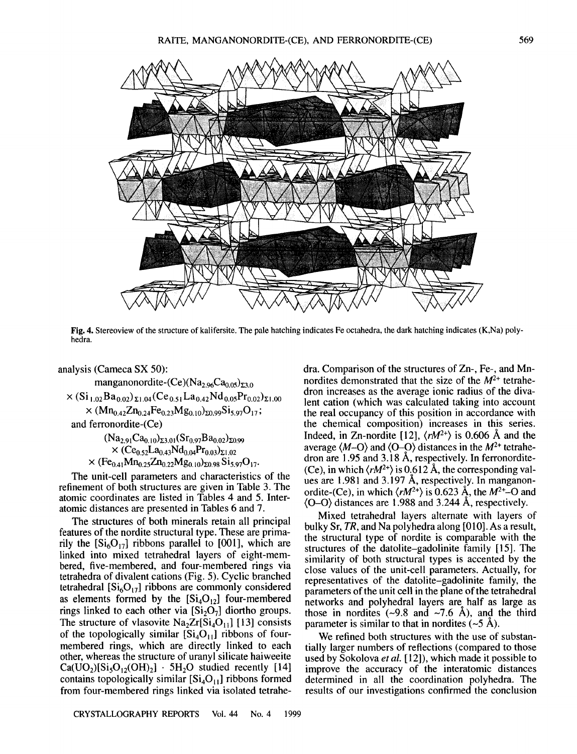Fig. 4. Stereoview of the structure of kalifersite. The pale hatching indicates Fe octahedra, the dark hatching indicates (K,Na) polyhedra.

analysis (Cameca SX 50):

manganonordite-(Ce)$(Na_{2.96}Ca_{0.05})_{\Sigma 3.0}$
$\times$ $(Si_{1.02}Ba_{0.02})_{\Sigma 1.04}(Ce_{0.51}La_{0.42}Nd_{0.05}Pr_{0.02})_{\Sigma 1.00}$
$\times$ $(Mn_{0.42}Zn_{0.24}Fe_{0.23}Mg_{0.10})_{\Sigma 0.99}Si_{5.97}O_{17}$;

and ferronordite-(Ce)

$(Na_{2.91}Ca_{0.10})_{\Sigma 3.01}(Sr_{0.97}Ba_{0.02})_{\Sigma 0.99}$
$\times$ $(Ce_{0.52}La_{0.43}Nd_{0.04}Pr_{0.03})_{\Sigma 1.02}$
$\times$ $(Fe_{0.41}Mn_{0.25}Zn_{0.22}Mg_{0.10})_{\Sigma 0.98}Si_{5.97}O_{17}$.

The unit-cell parameters and characteristics of the refinement of both structures are given in Table 3. The atomic coordinates are listed in Tables 4 and 5. Interatomic distances are presented in Tables 6 and 7.

The structures of both minerals retain all principal features of the nordite structural type. These are primarily the $[Si_6O_{17}]$ ribbons parallel to [001], which are linked into mixed tetrahedral layers of eight-membered, five-membered, and four-membered rings via tetrahedra of divalent cations (Fig. 5). Cyclic branched tetrahedral $[Si_6O_{17}]$ ribbons are commonly considered as elements formed by the $[Si_4O_{12}]$ four-membered rings linked to each other via $[Si_2O_7]$ diortho groups. The structure of vlasovite $Na_2Zr[Si_4O_{11}]$ [13] consists of the topologically similar $[Si_4O_{11}]$ ribbons of four-membered rings, which are directly linked to each other, whereas the structure of uranyl silicate haiweeite $Ca(UO_2)[Si_5O_{12}(OH)_2] \cdot 5H_2O$ studied recently [14] contains topologically similar $[Si_4O_{11}]$ ribbons formed from four-membered rings linked via isolated tetrahedra. Comparison of the structures of Zn-, Fe-, and Mn-nordites demonstrated that the size of the $M^{2+}$ tetrahedron increases as the average ionic radius of the divalent cation (which was calculated taking into account the real occupancy of this position in accordance with the chemical composition) increases in this series. Indeed, in Zn-nordite [12], $\langle rM^{2+}\rangle$ is 0.606 Å and the average $\langle M\text{–}O\rangle$ and $\langle O\text{–}O\rangle$ distances in the $M^{2+}$ tetrahedron are 1.95 and 3.18 Å, respectively. In ferronordite-(Ce), in which $\langle rM^{2+}\rangle$ is 0.612 Å, the corresponding values are 1.981 and 3.197 Å, respectively. In manganonordite-(Ce), in which $\langle rM^{2+}\rangle$ is 0.623 Å, the $M^{2+}$–O and $\langle O\text{–}O\rangle$ distances are 1.988 and 3.244 Å, respectively.

Mixed tetrahedral layers alternate with layers of bulky Sr, *TR*, and Na polyhedra along [010]. As a result, the structural type of nordite is comparable with the structures of the datolite–gadolinite family [15]. The similarity of both structural types is accented by the close values of the unit-cell parameters. Actually, for representatives of the datolite–gadolinite family, the parameters of the unit cell in the plane of the tetrahedral networks and polyhedral layers are half as large as those in nordites (~9.8 and ~7.6 Å), and the third parameter is similar to that in nordites (~5 Å).

We refined both structures with the use of substantially larger numbers of reflections (compared to those used by Sokolova *et al.* [12]), which made it possible to improve the accuracy of the interatomic distances determined in all the coordination polyhedra. The results of our investigations confirmed the conclusion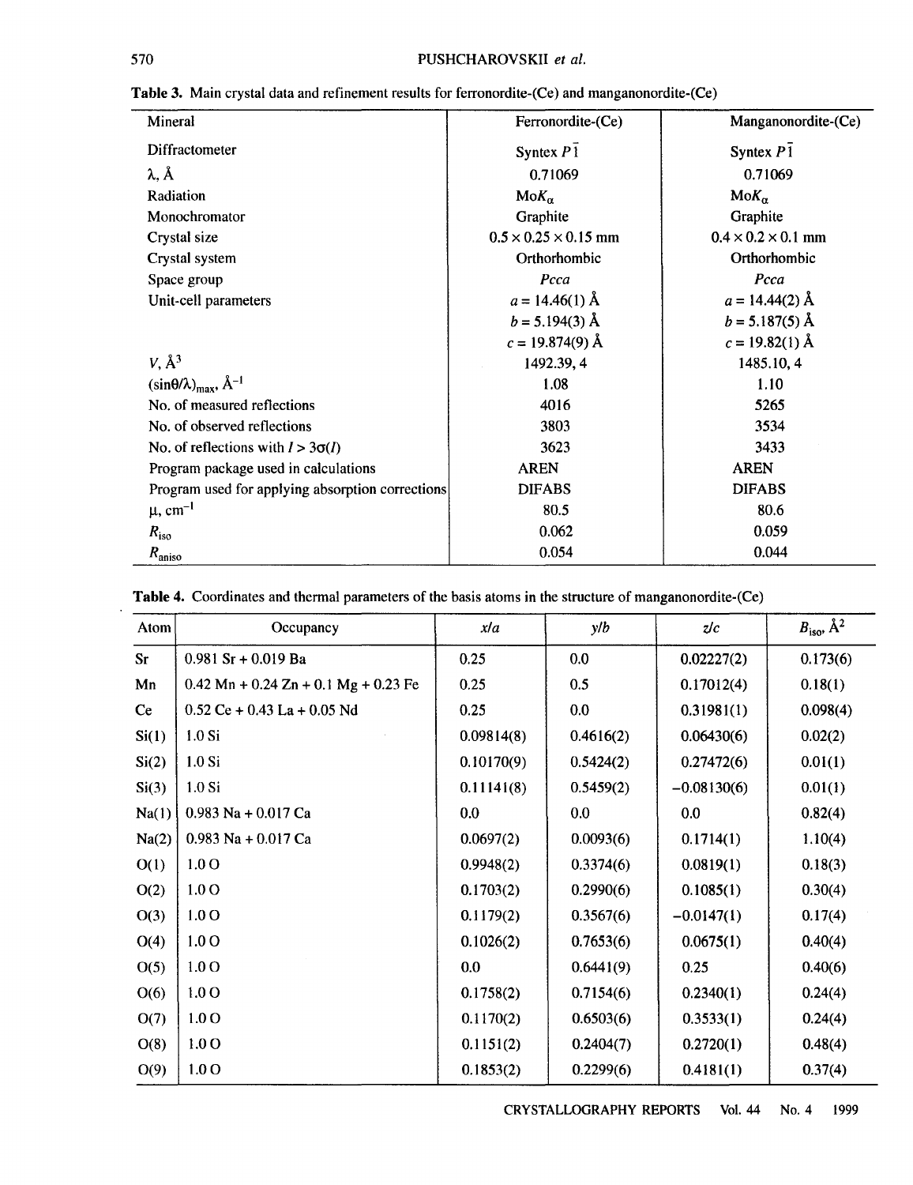**Table 3.** Main crystal data and refinement results for ferronordite-(Ce) and manganonordite-(Ce)

| Mineral | Ferronordite-(Ce) | Manganonordite-(Ce) |
|---|---|---|
| Diffractometer | Syntex $P\bar{1}$ | Syntex $P\bar{1}$ |
| λ, Å | 0.71069 | 0.71069 |
| Radiation | $MoK_\alpha$ | $MoK_\alpha$ |
| Monochromator | Graphite | Graphite |
| Crystal size | 0.5 × 0.25 × 0.15 mm | 0.4 × 0.2 × 0.1 mm |
| Crystal system | Orthorhombic | Orthorhombic |
| Space group | *Pcca* | *Pcca* |
| Unit-cell parameters | *a* = 14.46(1) Å<br>*b* = 5.194(3) Å<br>*c* = 19.874(9) Å | *a* = 14.44(2) Å<br>*b* = 5.187(5) Å<br>*c* = 19.82(1) Å |
| *V*, $Å^3$ | 1492.39, 4 | 1485.10, 4 |
| $(\sin\theta/\lambda)_{max}$, $Å^{-1}$ | 1.08 | 1.10 |
| No. of measured reflections | 4016 | 5265 |
| No. of observed reflections | 3803 | 3534 |
| No. of reflections with $I > 3\sigma(I)$ | 3623 | 3433 |
| Program package used in calculations | AREN | AREN |
| Program used for applying absorption corrections | DIFABS | DIFABS |
| μ, $cm^{-1}$ | 80.5 | 80.6 |
| $R_{iso}$ | 0.062 | 0.059 |
| $R_{aniso}$ | 0.054 | 0.044 |

**Table 4.** Coordinates and thermal parameters of the basis atoms in the structure of manganonordite-(Ce)

| Atom | Occupancy | *x*/*a* | *y*/*b* | *z*/*c* | $B_{iso}$, $Å^2$ |
|---|---|---|---|---|---|
| Sr | 0.981 Sr + 0.019 Ba | 0.25 | 0.0 | 0.02227(2) | 0.173(6) |
| Mn | 0.42 Mn + 0.24 Zn + 0.1 Mg + 0.23 Fe | 0.25 | 0.5 | 0.17012(4) | 0.18(1) |
| Ce | 0.52 Ce + 0.43 La + 0.05 Nd | 0.25 | 0.0 | 0.31981(1) | 0.098(4) |
| Si(1) | 1.0 Si | 0.09814(8) | 0.4616(2) | 0.06430(6) | 0.02(2) |
| Si(2) | 1.0 Si | 0.10170(9) | 0.5424(2) | 0.27472(6) | 0.01(1) |
| Si(3) | 1.0 Si | 0.11141(8) | 0.5459(2) | −0.08130(6) | 0.01(1) |
| Na(1) | 0.983 Na + 0.017 Ca | 0.0 | 0.0 | 0.0 | 0.82(4) |
| Na(2) | 0.983 Na + 0.017 Ca | 0.0697(2) | 0.0093(6) | 0.1714(1) | 1.10(4) |
| O(1) | 1.0 O | 0.9948(2) | 0.3374(6) | 0.0819(1) | 0.18(3) |
| O(2) | 1.0 O | 0.1703(2) | 0.2990(6) | 0.1085(1) | 0.30(4) |
| O(3) | 1.0 O | 0.1179(2) | 0.3567(6) | −0.0147(1) | 0.17(4) |
| O(4) | 1.0 O | 0.1026(2) | 0.7653(6) | 0.0675(1) | 0.40(4) |
| O(5) | 1.0 O | 0.0 | 0.6441(9) | 0.25 | 0.40(6) |
| O(6) | 1.0 O | 0.1758(2) | 0.7154(6) | 0.2340(1) | 0.24(4) |
| O(7) | 1.0 O | 0.1170(2) | 0.6503(6) | 0.3533(1) | 0.24(4) |
| O(8) | 1.0 O | 0.1151(2) | 0.2404(7) | 0.2720(1) | 0.48(4) |
| O(9) | 1.0 O | 0.1853(2) | 0.2299(6) | 0.4181(1) | 0.37(4) |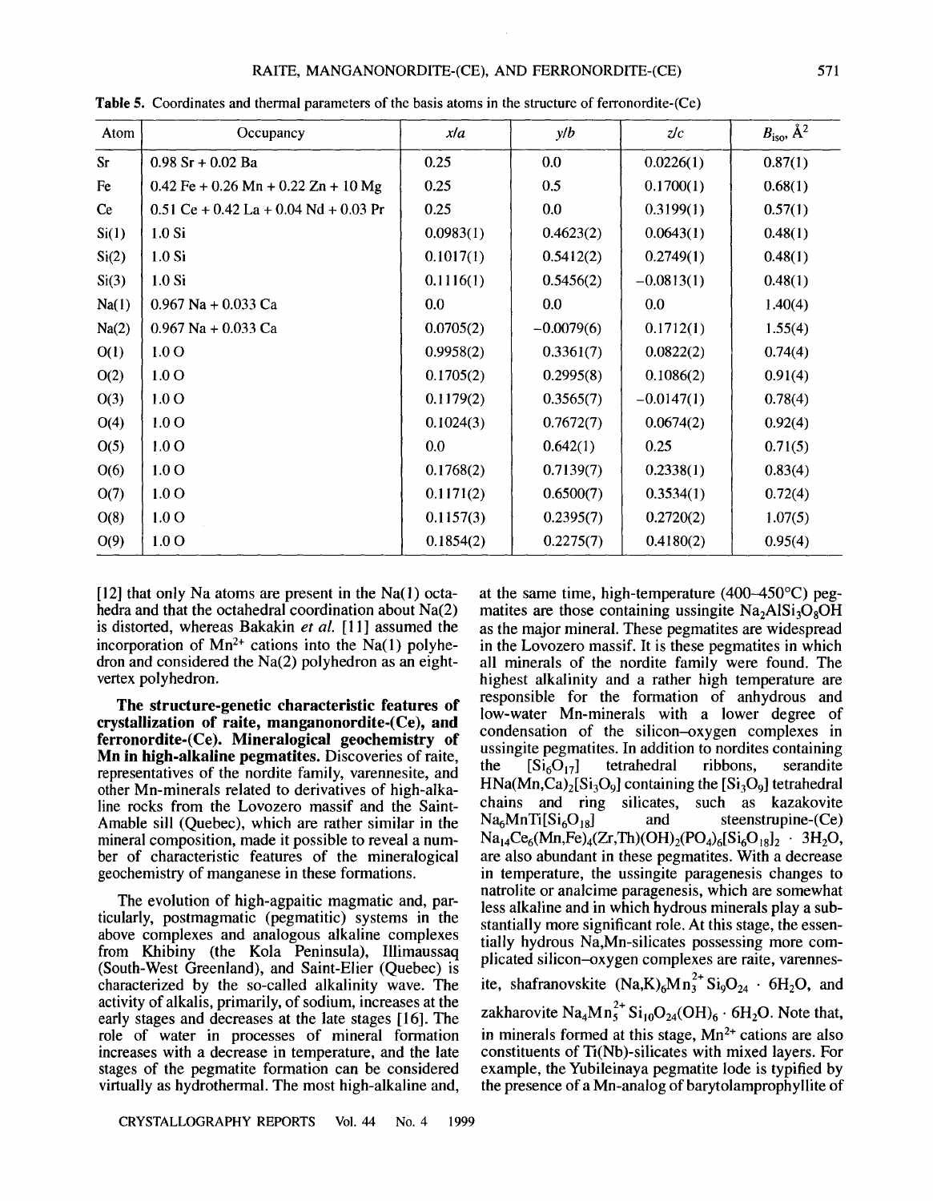**Table 5.** Coordinates and thermal parameters of the basis atoms in the structure of ferronordite-(Ce)

| Atom | Occupancy | x/a | y/b | z/c | $B_{iso}$, Å$^2$ |
|---|---|---|---|---|---|
| Sr | 0.98 Sr + 0.02 Ba | 0.25 | 0.0 | 0.0226(1) | 0.87(1) |
| Fe | 0.42 Fe + 0.26 Mn + 0.22 Zn + 10 Mg | 0.25 | 0.5 | 0.1700(1) | 0.68(1) |
| Ce | 0.51 Ce + 0.42 La + 0.04 Nd + 0.03 Pr | 0.25 | 0.0 | 0.3199(1) | 0.57(1) |
| Si(1) | 1.0 Si | 0.0983(1) | 0.4623(2) | 0.0643(1) | 0.48(1) |
| Si(2) | 1.0 Si | 0.1017(1) | 0.5412(2) | 0.2749(1) | 0.48(1) |
| Si(3) | 1.0 Si | 0.1116(1) | 0.5456(2) | −0.0813(1) | 0.48(1) |
| Na(1) | 0.967 Na + 0.033 Ca | 0.0 | 0.0 | 0.0 | 1.40(4) |
| Na(2) | 0.967 Na + 0.033 Ca | 0.0705(2) | −0.0079(6) | 0.1712(1) | 1.55(4) |
| O(1) | 1.0 O | 0.9958(2) | 0.3361(7) | 0.0822(2) | 0.74(4) |
| O(2) | 1.0 O | 0.1705(2) | 0.2995(8) | 0.1086(2) | 0.91(4) |
| O(3) | 1.0 O | 0.1179(2) | 0.3565(7) | −0.0147(1) | 0.78(4) |
| O(4) | 1.0 O | 0.1024(3) | 0.7672(7) | 0.0674(2) | 0.92(4) |
| O(5) | 1.0 O | 0.0 | 0.642(1) | 0.25 | 0.71(5) |
| O(6) | 1.0 O | 0.1768(2) | 0.7139(7) | 0.2338(1) | 0.83(4) |
| O(7) | 1.0 O | 0.1171(2) | 0.6500(7) | 0.3534(1) | 0.72(4) |
| O(8) | 1.0 O | 0.1157(3) | 0.2395(7) | 0.2720(2) | 1.07(5) |
| O(9) | 1.0 O | 0.1854(2) | 0.2275(7) | 0.4180(2) | 0.95(4) |

[12] that only Na atoms are present in the Na(1) octahedra and that the octahedral coordination about Na(2) is distorted, whereas Bakakin *et al.* [11] assumed the incorporation of $Mn^{2+}$ cations into the Na(1) polyhedron and considered the Na(2) polyhedron as an eight-vertex polyhedron.

**The structure-genetic characteristic features of crystallization of raite, manganonordite-(Ce), and ferronordite-(Ce). Mineralogical geochemistry of Mn in high-alkaline pegmatites.** Discoveries of raite, representatives of the nordite family, varennesite, and other Mn-minerals related to derivatives of high-alkaline rocks from the Lovozero massif and the Saint-Amable sill (Quebec), which are rather similar in the mineral composition, made it possible to reveal a number of characteristic features of the mineralogical geochemistry of manganese in these formations.

The evolution of high-agpaitic magmatic and, particularly, postmagmatic (pegmatitic) systems in the above complexes and analogous alkaline complexes from Khibiny (the Kola Peninsula), Illimaussaq (South-West Greenland), and Saint-Elier (Quebec) is characterized by the so-called alkalinity wave. The activity of alkalis, primarily, of sodium, increases at the early stages and decreases at the late stages [16]. The role of water in processes of mineral formation increases with a decrease in temperature, and the late stages of the pegmatite formation can be considered virtually as hydrothermal. The most high-alkaline and, at the same time, high-temperature (400–450°C) pegmatites are those containing ussingite $Na_2AlSi_3O_8OH$ as the major mineral. These pegmatites are widespread in the Lovozero massif. It is these pegmatites in which all minerals of the nordite family were found. The highest alkalinity and a rather high temperature are responsible for the formation of anhydrous and low-water Mn-minerals with a lower degree of condensation of the silicon–oxygen complexes in ussingite pegmatites. In addition to nordites containing the $[Si_6O_{17}]$ tetrahedral ribbons, serandite $HNa(Mn,Ca)_2[Si_3O_9]$ containing the $[Si_3O_9]$ tetrahedral chains and ring silicates, such as kazakovite $Na_6MnTi[Si_6O_{18}]$ and steenstrupine-(Ce) $Na_{14}Ce_6(Mn,Fe)_4(Zr,Th)(OH)_2(PO_4)_6[Si_6O_{18}]_2 \cdot 3H_2O$, are also abundant in these pegmatites. With a decrease in temperature, the ussingite paragenesis changes to natrolite or analcime paragenesis, which are somewhat less alkaline and in which hydrous minerals play a substantially more significant role. At this stage, the essentially hydrous Na,Mn-silicates possessing more complicated silicon–oxygen complexes are raite, varennesite, shafranovskite $(Na,K)_6Mn_3^{2+}Si_9O_{24} \cdot 6H_2O$, and zakharovite $Na_4Mn_5^{2+}Si_{10}O_{24}(OH)_6 \cdot 6H_2O$. Note that, in minerals formed at this stage, $Mn^{2+}$ cations are also constituents of Ti(Nb)-silicates with mixed layers. For example, the Yubileinaya pegmatite lode is typified by the presence of a Mn-analog of barytolamprophyllite of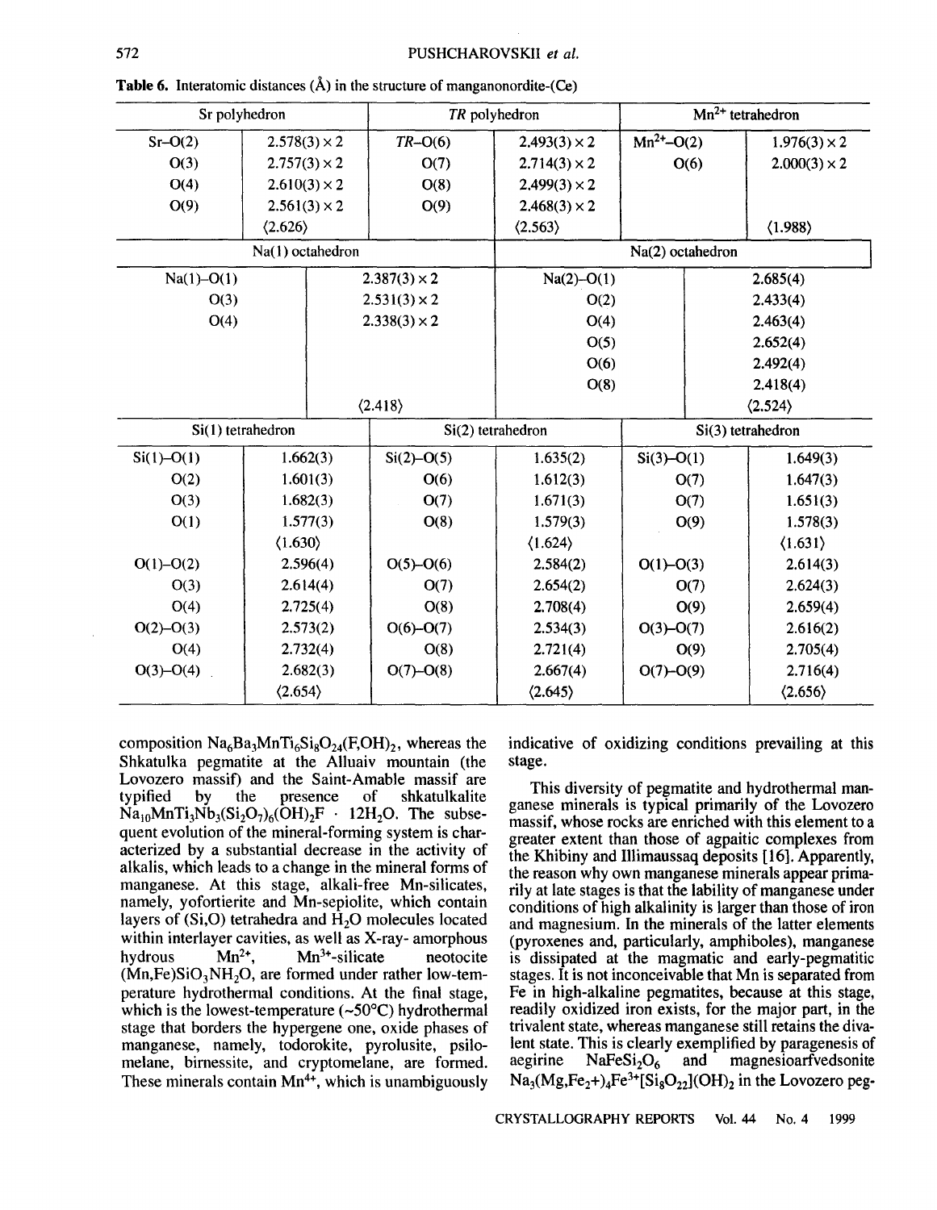**Table 6.** Interatomic distances (Å) in the structure of manganonordite-(Ce)

| Sr polyhedron | | *TR* polyhedron | | $Mn^{2+}$ tetrahedron | |
|---|---|---|---|---|---|
| Sr–O(2) | 2.578(3) × 2 | *TR*–O(6) | 2.493(3) × 2 | $Mn^{2+}$–O(2) | 1.976(3) × 2 |
| O(3) | 2.757(3) × 2 | O(7) | 2.714(3) × 2 | O(6) | 2.000(3) × 2 |
| O(4) | 2.610(3) × 2 | O(8) | 2.499(3) × 2 | | |
| O(9) | 2.561(3) × 2 | O(9) | 2.468(3) × 2 | | |
| | ⟨2.626⟩ | | ⟨2.563⟩ | | ⟨1.988⟩ |

| Na(1) octahedron | | Na(2) octahedron | |
|---|---|---|---|
| Na(1)–O(1) | 2.387(3) × 2 | Na(2)–O(1) | 2.685(4) |
| O(3) | 2.531(3) × 2 | O(2) | 2.433(4) |
| O(4) | 2.338(3) × 2 | O(4) | 2.463(4) |
| | | O(5) | 2.652(4) |
| | | O(6) | 2.492(4) |
| | | O(8) | 2.418(4) |
| | ⟨2.418⟩ | | ⟨2.524⟩ |

| Si(1) tetrahedron | | Si(2) tetrahedron | | Si(3) tetrahedron | |
|---|---|---|---|---|---|
| Si(1)–O(1) | 1.662(3) | Si(2)–O(5) | 1.635(2) | Si(3)–O(1) | 1.649(3) |
| O(2) | 1.601(3) | O(6) | 1.612(3) | O(7) | 1.647(3) |
| O(3) | 1.682(3) | O(7) | 1.671(3) | O(7) | 1.651(3) |
| O(1) | 1.577(3) | O(8) | 1.579(3) | O(9) | 1.578(3) |
| | ⟨1.630⟩ | | ⟨1.624⟩ | | ⟨1.631⟩ |
| O(1)–O(2) | 2.596(4) | O(5)–O(6) | 2.584(2) | O(1)–O(3) | 2.614(3) |
| O(3) | 2.614(4) | O(7) | 2.654(2) | O(7) | 2.624(3) |
| O(4) | 2.725(4) | O(8) | 2.708(4) | O(9) | 2.659(4) |
| O(2)–O(3) | 2.573(2) | O(6)–O(7) | 2.534(3) | O(3)–O(7) | 2.616(2) |
| O(4) | 2.732(4) | O(8) | 2.721(4) | O(9) | 2.705(4) |
| O(3)–O(4) | 2.682(3) | O(7)–O(8) | 2.667(4) | O(7)–O(9) | 2.716(4) |
| | ⟨2.654⟩ | | ⟨2.645⟩ | | ⟨2.656⟩ |

composition $Na_6Ba_3MnTi_6Si_8O_{24}(F,OH)_2$, whereas the Shkatulka pegmatite at the Alluaiv mountain (the Lovozero massif) and the Saint-Amable massif are typified by the presence of shkatulkalite $Na_{10}MnTi_3Nb_3(Si_2O_7)_6(OH)_2F \cdot 12H_2O$. The subsequent evolution of the mineral-forming system is characterized by a substantial decrease in the activity of alkalis, which leads to a change in the mineral forms of manganese. At this stage, alkali-free Mn-silicates, namely, yofortierite and Mn-sepiolite, which contain layers of (Si,O) tetrahedra and $H_2O$ molecules located within interlayer cavities, as well as X-ray- amorphous hydrous $Mn^{2+}$, $Mn^{3+}$-silicate neotocite $(Mn,Fe)SiO_3NH_2O$, are formed under rather low-temperature hydrothermal conditions. At the final stage, which is the lowest-temperature (~50°C) hydrothermal stage that borders the hypergene one, oxide phases of manganese, namely, todorokite, pyrolusite, psilomelane, birnessite, and cryptomelane, are formed. These minerals contain $Mn^{4+}$, which is unambiguously indicative of oxidizing conditions prevailing at this stage.

This diversity of pegmatite and hydrothermal manganese minerals is typical primarily of the Lovozero massif, whose rocks are enriched with this element to a greater extent than those of agpaitic complexes from the Khibiny and Illimaussaq deposits [16]. Apparently, the reason why own manganese minerals appear primarily at late stages is that the lability of manganese under conditions of high alkalinity is larger than those of iron and magnesium. In the minerals of the latter elements (pyroxenes and, particularly, amphiboles), manganese is dissipated at the magmatic and early-pegmatitic stages. It is not inconceivable that Mn is separated from Fe in high-alkaline pegmatites, because at this stage, readily oxidized iron exists, for the major part, in the trivalent state, whereas manganese still retains the divalent state. This is clearly exemplified by paragenesis of aegirine $NaFeSi_2O_6$ and magnesioarfvedsonite $Na_3(Mg,Fe_2+)_4Fe^{3+}[Si_8O_{22}](OH)_2$ in the Lovozero peg-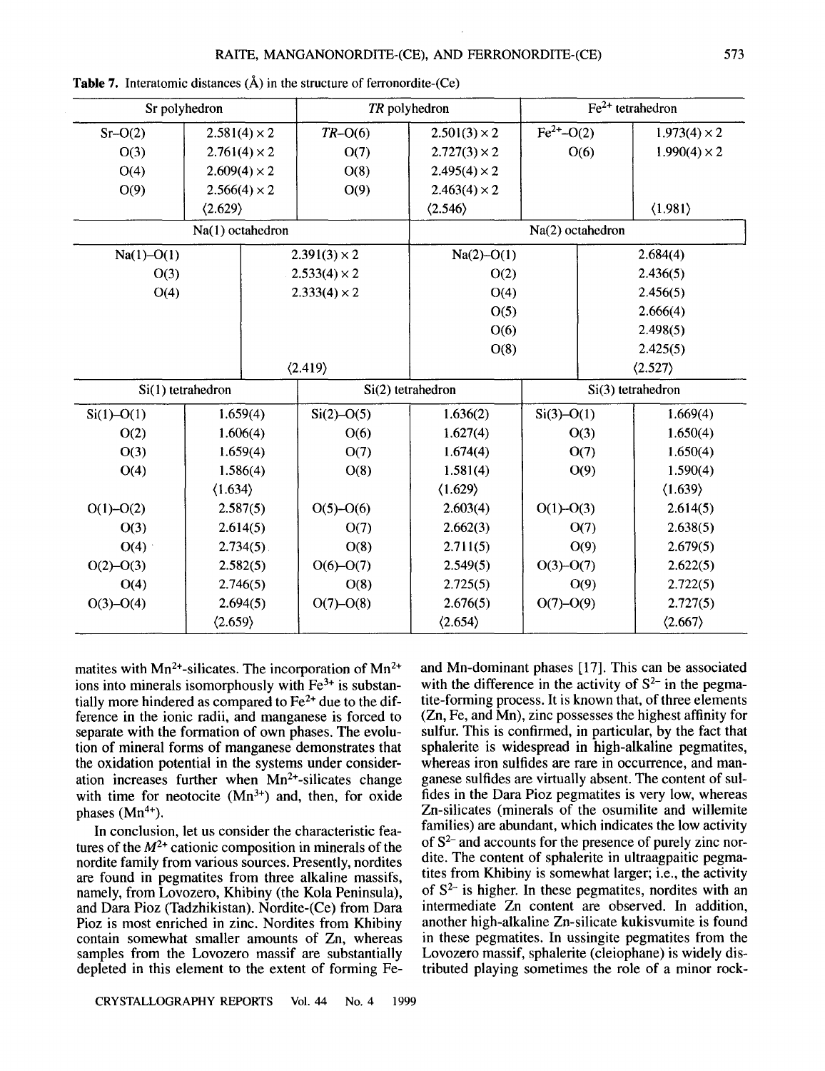**Table 7.** Interatomic distances (Å) in the structure of ferronordite-(Ce)

| Sr polyhedron | | TR polyhedron | | $Fe^{2+}$ tetrahedron | |
|---|---|---|---|---|---|
| Sr–O(2) | 2.581(4) × 2 | TR–O(6) | 2.501(3) × 2 | $Fe^{2+}$–O(2) | 1.973(4) × 2 |
| O(3) | 2.761(4) × 2 | O(7) | 2.727(3) × 2 | O(6) | 1.990(4) × 2 |
| O(4) | 2.609(4) × 2 | O(8) | 2.495(4) × 2 | | |
| O(9) | 2.566(4) × 2 | O(9) | 2.463(4) × 2 | | |
| | ⟨2.629⟩ | | ⟨2.546⟩ | | ⟨1.981⟩ |

| Na(1) octahedron | | Na(2) octahedron | |
|---|---|---|---|
| Na(1)–O(1) | 2.391(3) × 2 | Na(2)–O(1) | 2.684(4) |
| O(3) | 2.533(4) × 2 | O(2) | 2.436(5) |
| O(4) | 2.333(4) × 2 | O(4) | 2.456(5) |
| | | O(5) | 2.666(4) |
| | | O(6) | 2.498(5) |
| | | O(8) | 2.425(5) |
| | ⟨2.419⟩ | | ⟨2.527⟩ |

| Si(1) tetrahedron | | Si(2) tetrahedron | | Si(3) tetrahedron | |
|---|---|---|---|---|---|
| Si(1)–O(1) | 1.659(4) | Si(2)–O(5) | 1.636(2) | Si(3)–O(1) | 1.669(4) |
| O(2) | 1.606(4) | O(6) | 1.627(4) | O(3) | 1.650(4) |
| O(3) | 1.659(4) | O(7) | 1.674(4) | O(7) | 1.650(4) |
| O(4) | 1.586(4) | O(8) | 1.581(4) | O(9) | 1.590(4) |
| | ⟨1.634⟩ | | ⟨1.629⟩ | | ⟨1.639⟩ |
| O(1)–O(2) | 2.587(5) | O(5)–O(6) | 2.603(4) | O(1)–O(3) | 2.614(5) |
| O(3) | 2.614(5) | O(7) | 2.662(3) | O(7) | 2.638(5) |
| O(4) | 2.734(5) | O(8) | 2.711(5) | O(9) | 2.679(5) |
| O(2)–O(3) | 2.582(5) | O(6)–O(7) | 2.549(5) | O(3)–O(7) | 2.622(5) |
| O(4) | 2.746(5) | O(8) | 2.725(5) | O(9) | 2.722(5) |
| O(3)–O(4) | 2.694(5) | O(7)–O(8) | 2.676(5) | O(7)–O(9) | 2.727(5) |
| | ⟨2.659⟩ | | ⟨2.654⟩ | | ⟨2.667⟩ |

matites with $Mn^{2+}$-silicates. The incorporation of $Mn^{2+}$ ions into minerals isomorphously with $Fe^{3+}$ is substantially more hindered as compared to $Fe^{2+}$ due to the difference in the ionic radii, and manganese is forced to separate with the formation of own phases. The evolution of mineral forms of manganese demonstrates that the oxidation potential in the systems under consideration increases further when $Mn^{2+}$-silicates change with time for neotocite ($Mn^{3+}$) and, then, for oxide phases ($Mn^{4+}$).

In conclusion, let us consider the characteristic features of the $M^{2+}$ cationic composition in minerals of the nordite family from various sources. Presently, nordites are found in pegmatites from three alkaline massifs, namely, from Lovozero, Khibiny (the Kola Peninsula), and Dara Pioz (Tadzhikistan). Nordite-(Ce) from Dara Pioz is most enriched in zinc. Nordites from Khibiny contain somewhat smaller amounts of Zn, whereas samples from the Lovozero massif are substantially depleted in this element to the extent of forming Fe- and Mn-dominant phases [17]. This can be associated with the difference in the activity of $S^{2-}$ in the pegmatite-forming process. It is known that, of three elements (Zn, Fe, and Mn), zinc possesses the highest affinity for sulfur. This is confirmed, in particular, by the fact that sphalerite is widespread in high-alkaline pegmatites, whereas iron sulfides are rare in occurrence, and manganese sulfides are virtually absent. The content of sulfides in the Dara Pioz pegmatites is very low, whereas Zn-silicates (minerals of the osumilite and willemite families) are abundant, which indicates the low activity of $S^{2-}$ and accounts for the presence of purely zinc nordite. The content of sphalerite in ultraagpaitic pegmatites from Khibiny is somewhat larger; i.e., the activity of $S^{2-}$ is higher. In these pegmatites, nordites with an intermediate Zn content are observed. In addition, another high-alkaline Zn-silicate kukisvumite is found in these pegmatites. In ussingite pegmatites from the Lovozero massif, sphalerite (cleiophane) is widely distributed playing sometimes the role of a minor rock-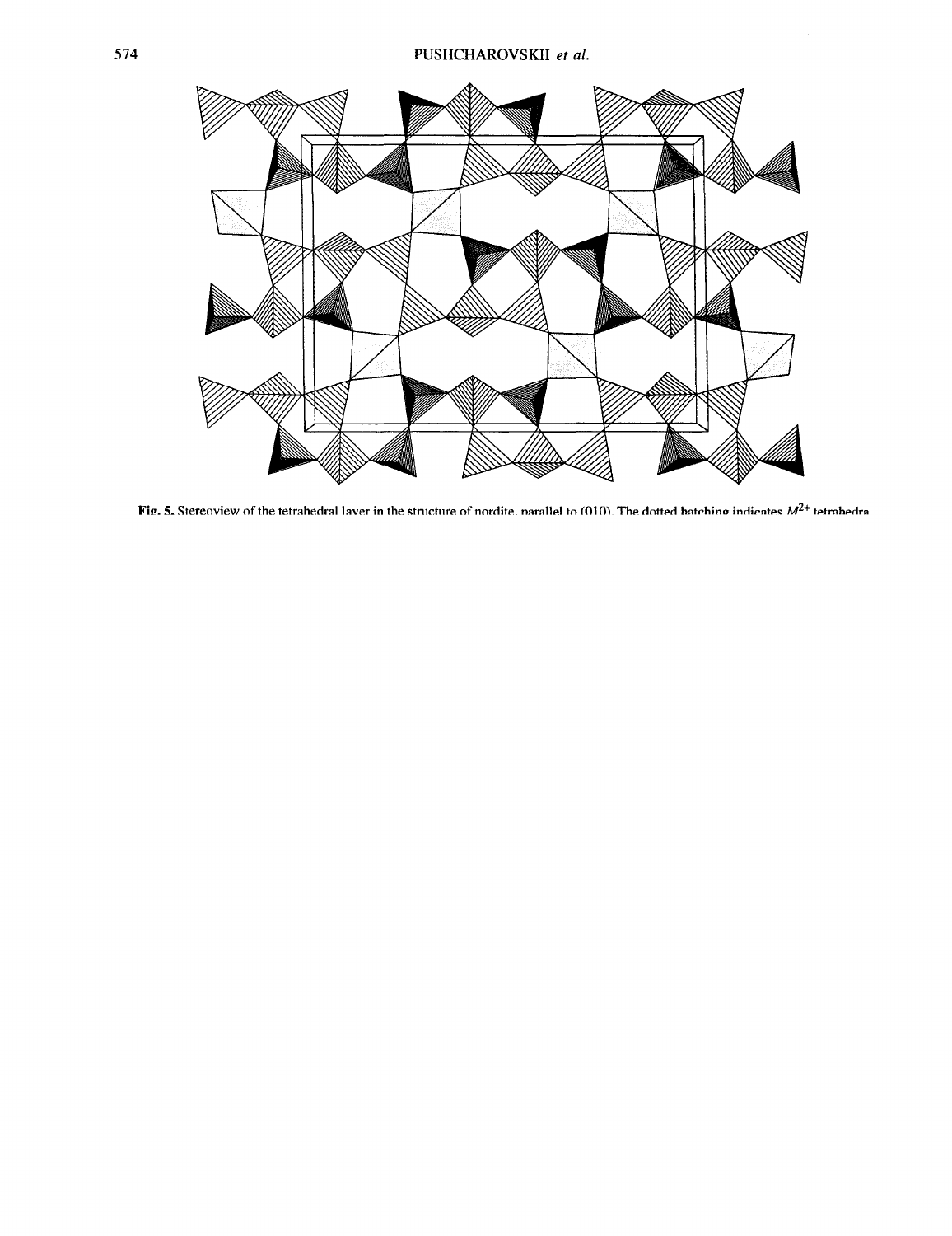**Fig. 5.** Stereoview of the tetrahedral layer in the structure of nordite, parallel to (010). The dotted hatching indicates $M^{2+}$ tetrahedra